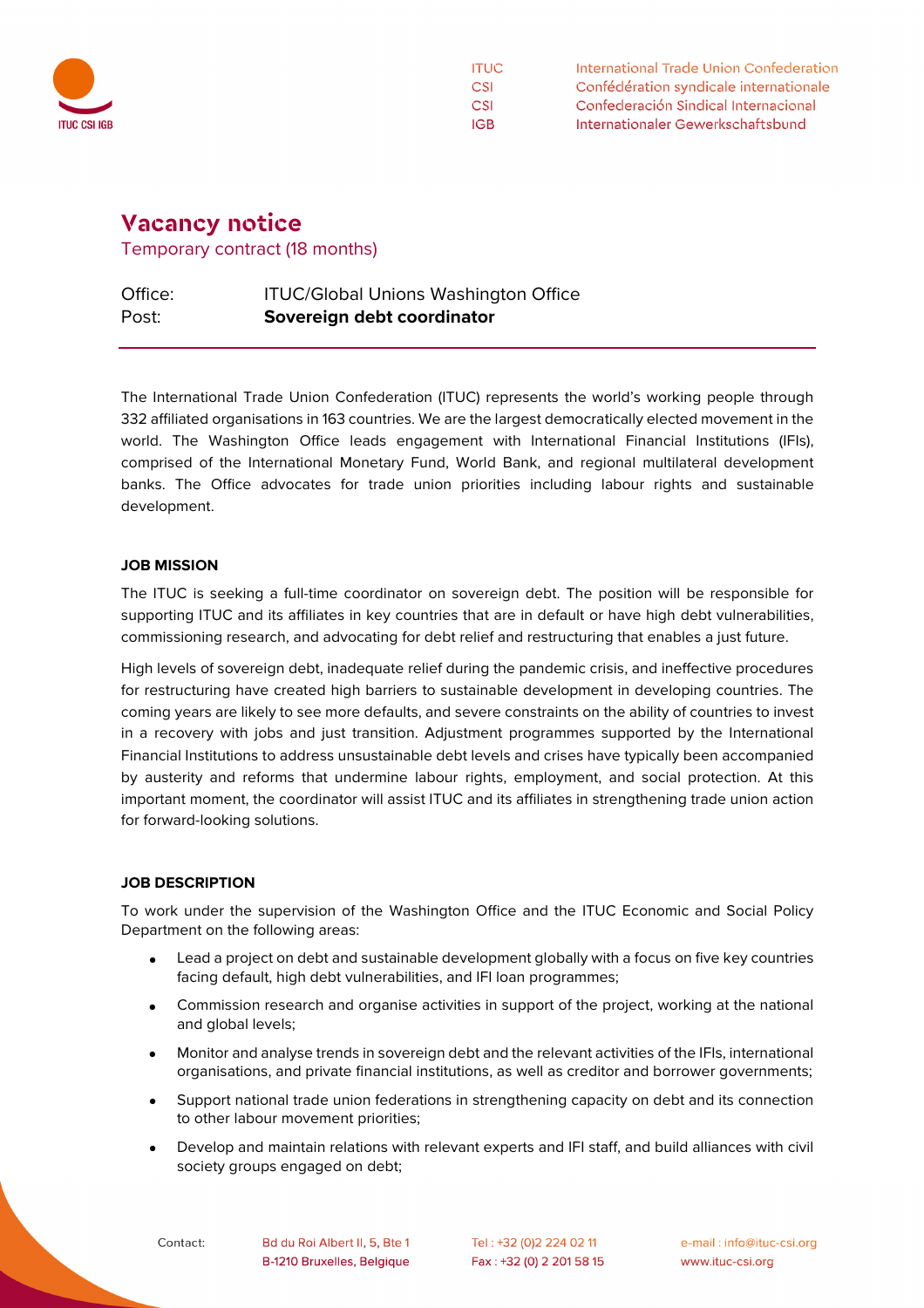ITUC — International Trade Union Confederation
CSI — Confédération syndicale internationale
CSI — Confederación Sindical Internacional
IGB — Internationaler Gewerkschaftsbund

# Vacancy notice

Temporary contract (18 months)

| | |
|---|---|
| Office: | ITUC/Global Unions Washington Office |
| Post: | **Sovereign debt coordinator** |

The International Trade Union Confederation (ITUC) represents the world's working people through 332 affiliated organisations in 163 countries. We are the largest democratically elected movement in the world. The Washington Office leads engagement with International Financial Institutions (IFIs), comprised of the International Monetary Fund, World Bank, and regional multilateral development banks. The Office advocates for trade union priorities including labour rights and sustainable development.

**JOB MISSION**

The ITUC is seeking a full-time coordinator on sovereign debt. The position will be responsible for supporting ITUC and its affiliates in key countries that are in default or have high debt vulnerabilities, commissioning research, and advocating for debt relief and restructuring that enables a just future.

High levels of sovereign debt, inadequate relief during the pandemic crisis, and ineffective procedures for restructuring have created high barriers to sustainable development in developing countries. The coming years are likely to see more defaults, and severe constraints on the ability of countries to invest in a recovery with jobs and just transition. Adjustment programmes supported by the International Financial Institutions to address unsustainable debt levels and crises have typically been accompanied by austerity and reforms that undermine labour rights, employment, and social protection. At this important moment, the coordinator will assist ITUC and its affiliates in strengthening trade union action for forward-looking solutions.

**JOB DESCRIPTION**

To work under the supervision of the Washington Office and the ITUC Economic and Social Policy Department on the following areas:

- Lead a project on debt and sustainable development globally with a focus on five key countries facing default, high debt vulnerabilities, and IFI loan programmes;
- Commission research and organise activities in support of the project, working at the national and global levels;
- Monitor and analyse trends in sovereign debt and the relevant activities of the IFIs, international organisations, and private financial institutions, as well as creditor and borrower governments;
- Support national trade union federations in strengthening capacity on debt and its connection to other labour movement priorities;
- Develop and maintain relations with relevant experts and IFI staff, and build alliances with civil society groups engaged on debt;

Contact: Bd du Roi Albert II, 5, Bte 1, B-1210 Bruxelles, Belgique — Tel : +32 (0)2 224 02 11 — Fax : +32 (0) 2 201 58 15 — e-mail : info@ituc-csi.org — www.ituc-csi.org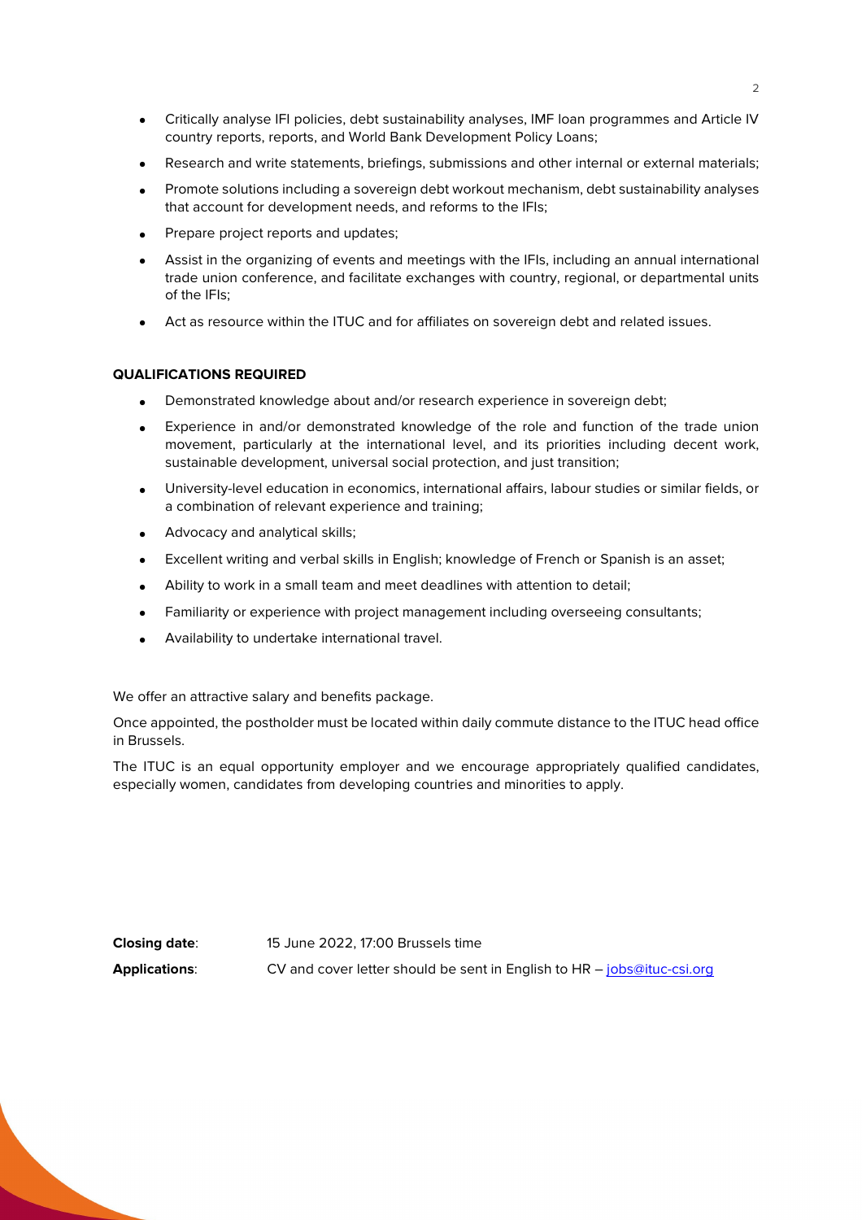- Critically analyse IFI policies, debt sustainability analyses, IMF loan programmes and Article IV country reports, reports, and World Bank Development Policy Loans;
- Research and write statements, briefings, submissions and other internal or external materials;
- Promote solutions including a sovereign debt workout mechanism, debt sustainability analyses that account for development needs, and reforms to the IFIs;
- Prepare project reports and updates;
- Assist in the organizing of events and meetings with the IFIs, including an annual international trade union conference, and facilitate exchanges with country, regional, or departmental units of the IFIs;
- Act as resource within the ITUC and for affiliates on sovereign debt and related issues.

**QUALIFICATIONS REQUIRED**

- Demonstrated knowledge about and/or research experience in sovereign debt;
- Experience in and/or demonstrated knowledge of the role and function of the trade union movement, particularly at the international level, and its priorities including decent work, sustainable development, universal social protection, and just transition;
- University-level education in economics, international affairs, labour studies or similar fields, or a combination of relevant experience and training;
- Advocacy and analytical skills;
- Excellent writing and verbal skills in English; knowledge of French or Spanish is an asset;
- Ability to work in a small team and meet deadlines with attention to detail;
- Familiarity or experience with project management including overseeing consultants;
- Availability to undertake international travel.

We offer an attractive salary and benefits package.

Once appointed, the postholder must be located within daily commute distance to the ITUC head office in Brussels.

The ITUC is an equal opportunity employer and we encourage appropriately qualified candidates, especially women, candidates from developing countries and minorities to apply.

**Closing date**: 15 June 2022, 17:00 Brussels time

**Applications**: CV and cover letter should be sent in English to HR – jobs@ituc-csi.org